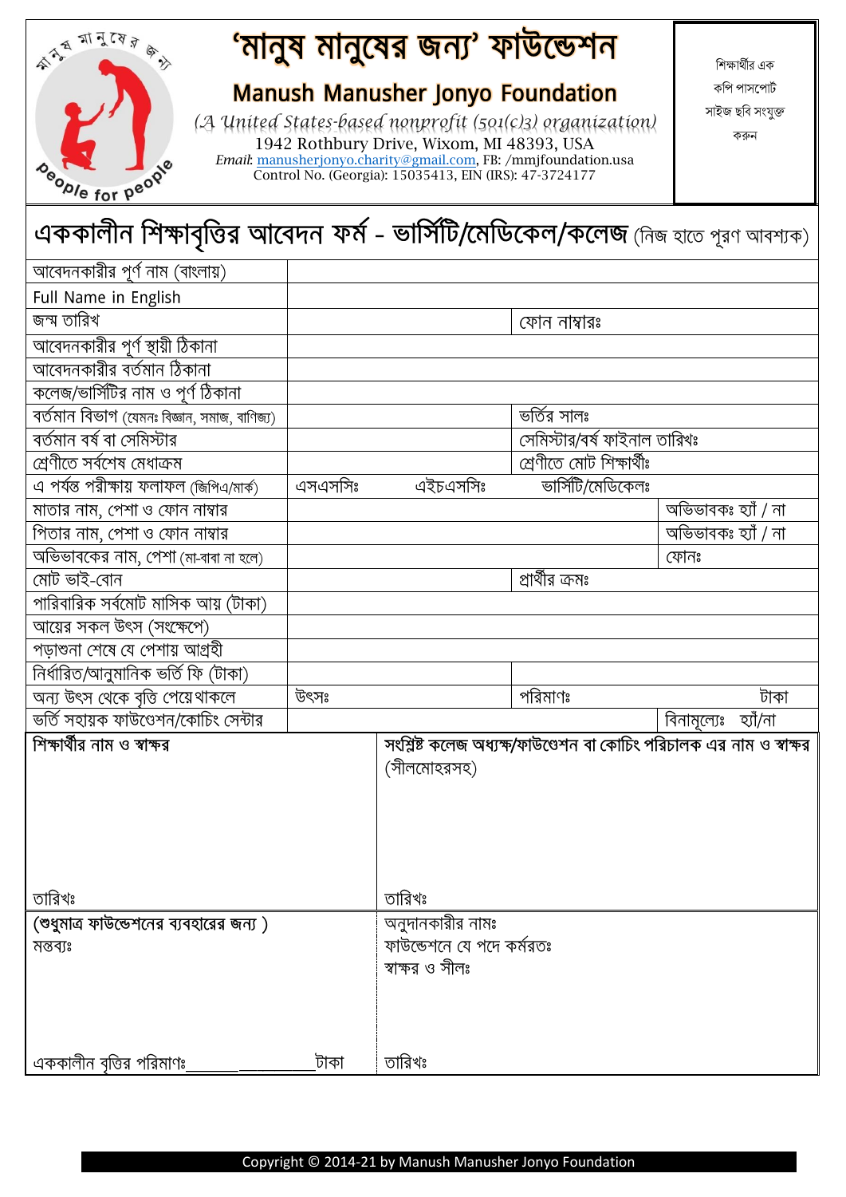# 'মানুষ মানুষের জন্য' ফাউন্ডেশন

## Manush Manusher Jonyo Foundation

*(A United States-based nonprofit (501(c)3) organization)*
1942 Rothbury Drive, Wixom, MI 48393, USA
*Email*: manusherjonyo.charity@gmail.com, FB: /mmjfoundation.usa
Control No. (Georgia): 15035413, EIN (IRS): 47-3724177

শিক্ষার্থীর এক কপি পাসপোর্ট সাইজ ছবি সংযুক্ত করুন

## এককালীন শিক্ষাবৃত্তির আবেদন ফর্ম - ভার্সিটি/মেডিকেল/কলেজ (নিজ হাতে পূরণ আবশ্যক)

| | | | |
|---|---|---|---|
| আবেদনকারীর পূর্ণ নাম (বাংলায়) | | | |
| Full Name in English | | | |
| জন্ম তারিখ | | ফোন নাম্বারঃ | |
| আবেদনকারীর পূর্ণ স্থায়ী ঠিকানা | | | |
| আবেদনকারীর বর্তমান ঠিকানা | | | |
| কলেজ/ভার্সিটির নাম ও পূর্ণ ঠিকানা | | | |
| বর্তমান বিভাগ (যেমনঃ বিজ্ঞান, সমাজ, বাণিজ্য) | | ভর্তির সালঃ | |
| বর্তমান বর্ষ বা সেমিস্টার | | সেমিস্টার/বর্ষ ফাইনাল তারিখঃ | |
| শ্রেণীতে সর্বশেষ মেধাক্রম | | শ্রেণীতে মোট শিক্ষার্থীঃ | |
| এ পর্যন্ত পরীক্ষায় ফলাফল (জিপিএ/মার্ক) | এসএসসিঃ এইচএসসিঃ | ভার্সিটি/মেডিকেলঃ | |
| মাতার নাম, পেশা ও ফোন নাম্বার | | | অভিভাবকঃ হ্যাঁ / না |
| পিতার নাম, পেশা ও ফোন নাম্বার | | | অভিভাবকঃ হ্যাঁ / না |
| অভিভাবকের নাম, পেশা (মা-বাবা না হলে) | | | ফোনঃ |
| মোট ভাই-বোন | | প্রার্থীর ক্রমঃ | |
| পারিবারিক সর্বমোট মাসিক আয় (টাকা) | | | |
| আয়ের সকল উৎস (সংক্ষেপে) | | | |
| পড়াশুনা শেষে যে পেশায় আগ্রহী | | | |
| নির্ধারিত/আনুমানিক ভর্তি ফি (টাকা) | | | |
| অন্য উৎস থেকে বৃত্তি পেয়েথাকলে | উৎসঃ | পরিমাণঃ | টাকা |
| ভর্তি সহায়ক ফাউণ্ডেশন/কোচিং সেন্টার | | | বিনামূল্যেঃ হ্যাঁ/না |

| | |
|---|---|
| **শিক্ষার্থীর নাম ও স্বাক্ষর**<br><br><br>তারিখঃ | **সংশ্লিষ্ট কলেজ অধ্যক্ষ/ফাউণ্ডেশন বা কোচিং পরিচালক এর নাম ও স্বাক্ষর** (সীলমোহরসহ)<br><br><br>তারিখঃ |
| **(শুধুমাত্র ফাউন্ডেশনের ব্যবহারের জন্য )**<br>মন্তব্যঃ<br><br><br>এককালীন বৃত্তির পরিমাণঃ_______________টাকা | অনুদানকারীর নামঃ<br>ফাউন্ডেশনে যে পদে কর্মরতঃ<br>স্বাক্ষর ও সীলঃ<br><br><br>তারিখঃ |

Copyright © 2014-21 by Manush Manusher Jonyo Foundation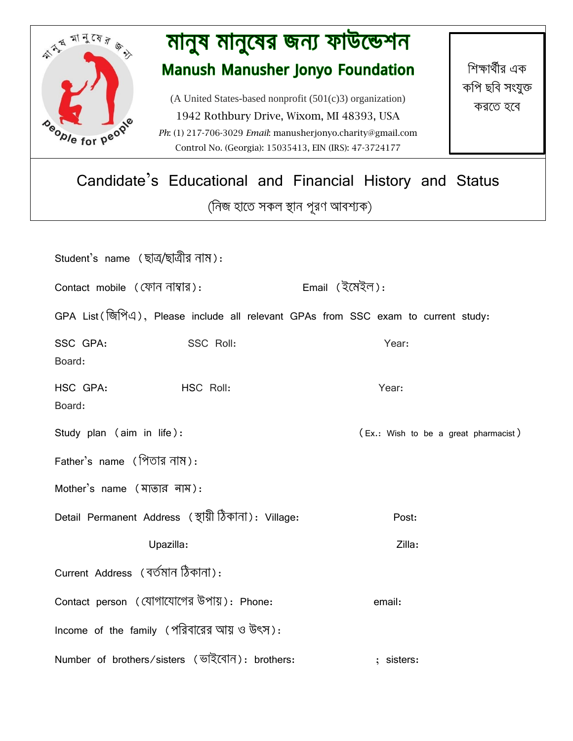# মানুষ মানুষের জন্য ফাউন্ডেশন

## Manush Manusher Jonyo Foundation

(A United States-based nonprofit (501(c)3) organization)

1942 Rothbury Drive, Wixom, MI 48393, USA

*Ph*: (1) 217-706-3029 *Email*: manusherjonyo.charity@gmail.com

Control No. (Georgia): 15035413, EIN (IRS): 47-3724177

শিক্ষার্থীর এক কপি ছবি সংযুক্ত করতে হবে

## Candidate's Educational and Financial History and Status

(নিজ হাতে সকল স্থান পূরণ আবশ্যক)

Student's name (ছাত্র/ছাত্রীর নাম):

Contact mobile (ফোন নাম্বার): Email (ইমেইল):

GPA List(জিপিএ), Please include all relevant GPAs from SSC exam to current study:

SSC GPA: SSC Roll: Year:
Board:

HSC GPA: HSC Roll: Year:
Board:

Study plan (aim in life): (Ex.: Wish to be a great pharmacist)

Father's name (পিতার নাম):

Mother's name (মাতার নাম):

Detail Permanent Address (স্থায়ী ঠিকানা): Village: Post:

Upazilla: Zilla:

Current Address (বর্তমান ঠিকানা):

Contact person (যোগাযোগের উপায়): Phone: email:

Income of the family (পরিবারের আয় ও উৎস):

Number of brothers/sisters (ভাইবোন): brothers: ; sisters: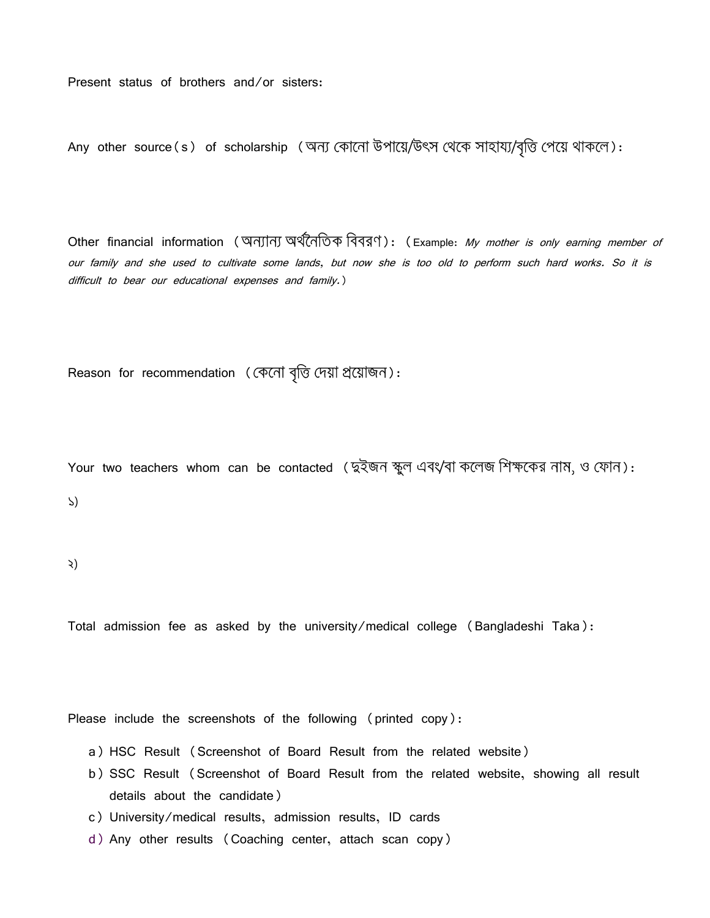Present status of brothers and/or sisters:

Any other source(s) of scholarship (অন্য কোনো উপায়ে/উৎস থেকে সাহায্য/বৃত্তি পেয়ে থাকলে):

Other financial information (অন্যান্য অর্থনৈতিক বিবরণ): (Example: *My mother is only earning member of our family and she used to cultivate some lands, but now she is too old to perform such hard works. So it is difficult to bear our educational expenses and family.*)

Reason for recommendation (কেনো বৃত্তি দেয়া প্রয়োজন):

Your two teachers whom can be contacted (দুইজন স্কুল এবং/বা কলেজ শিক্ষকের নাম, ও ফোন):

১)

২)

Total admission fee as asked by the university/medical college (Bangladeshi Taka):

Please include the screenshots of the following (printed copy):

a) HSC Result (Screenshot of Board Result from the related website)
b) SSC Result (Screenshot of Board Result from the related website, showing all result details about the candidate)
c) University/medical results, admission results, ID cards
d) Any other results (Coaching center, attach scan copy)